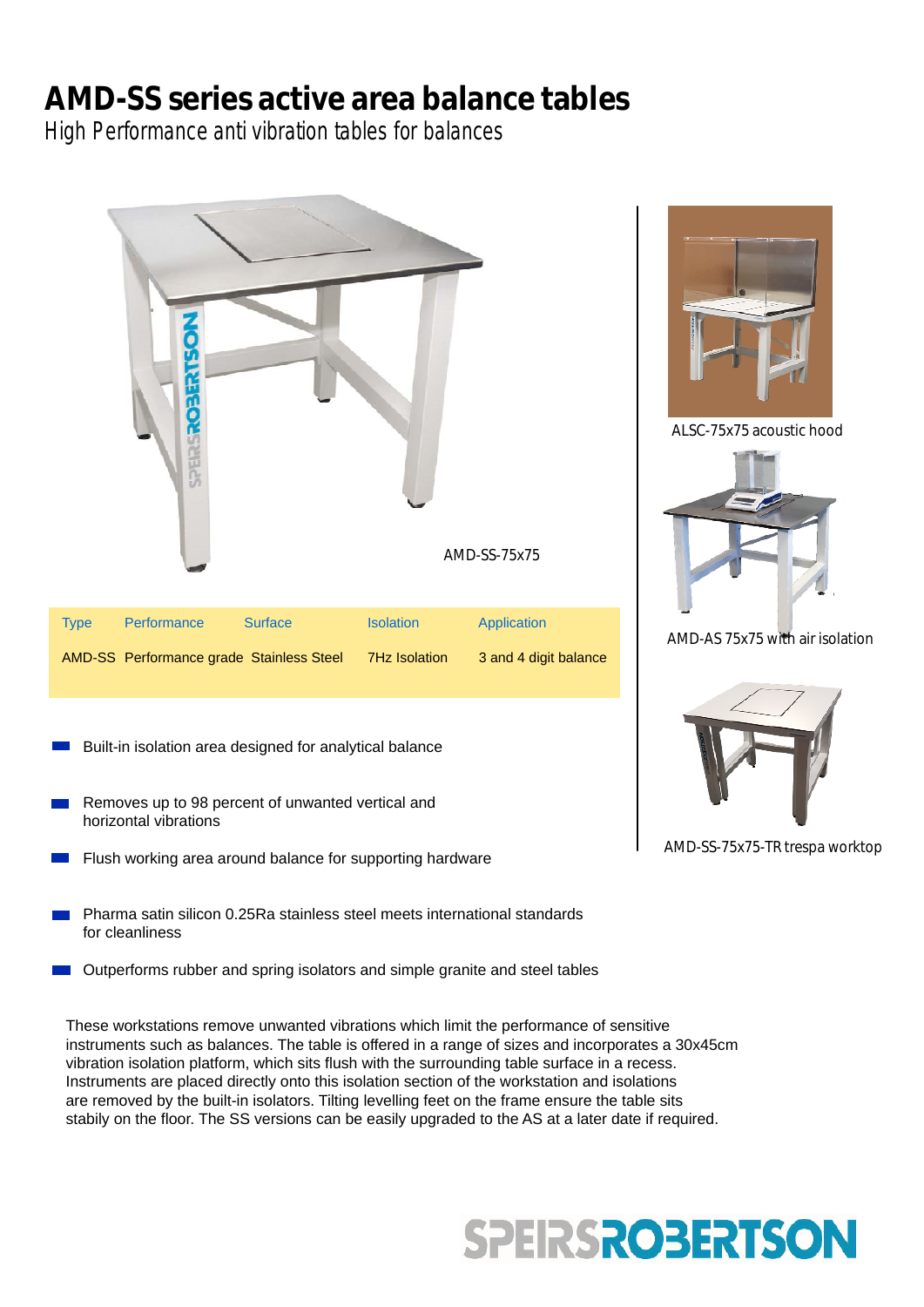# AMD-SS series active area balance tables

*High Performance anti vibration tables for balances*

AMD-SS-75x75

| Type | Performance | Surface | Isolation | Application |
|---|---|---|---|---|
| AMD-SS | Performance grade | Stainless Steel | 7Hz Isolation | 3 and 4 digit balance |

- Built-in isolation area designed for analytical balance
- Removes up to 98 percent of unwanted vertical and horizontal vibrations
- Flush working area around balance for supporting hardware
- Pharma satin silicon 0.25Ra stainless steel meets international standards for cleanliness
- Outperforms rubber and spring isolators and simple granite and steel tables

These workstations remove unwanted vibrations which limit the performance of sensitive instruments such as balances. The table is offered in a range of sizes and incorporates a 30x45cm vibration isolation platform, which sits flush with the surrounding table surface in a recess. Instruments are placed directly onto this isolation section of the workstation and isolations are removed by the built-in isolators. Tilting levelling feet on the frame ensure the table sits stably on the floor. The SS versions can be easily upgraded to the AS at a later date if required.

ALSC-75x75 acoustic hood

AMD-AS 75x75 with air isolation

AMD-SS-75x75-TR trespa worktop

SPEIRSROBERTSON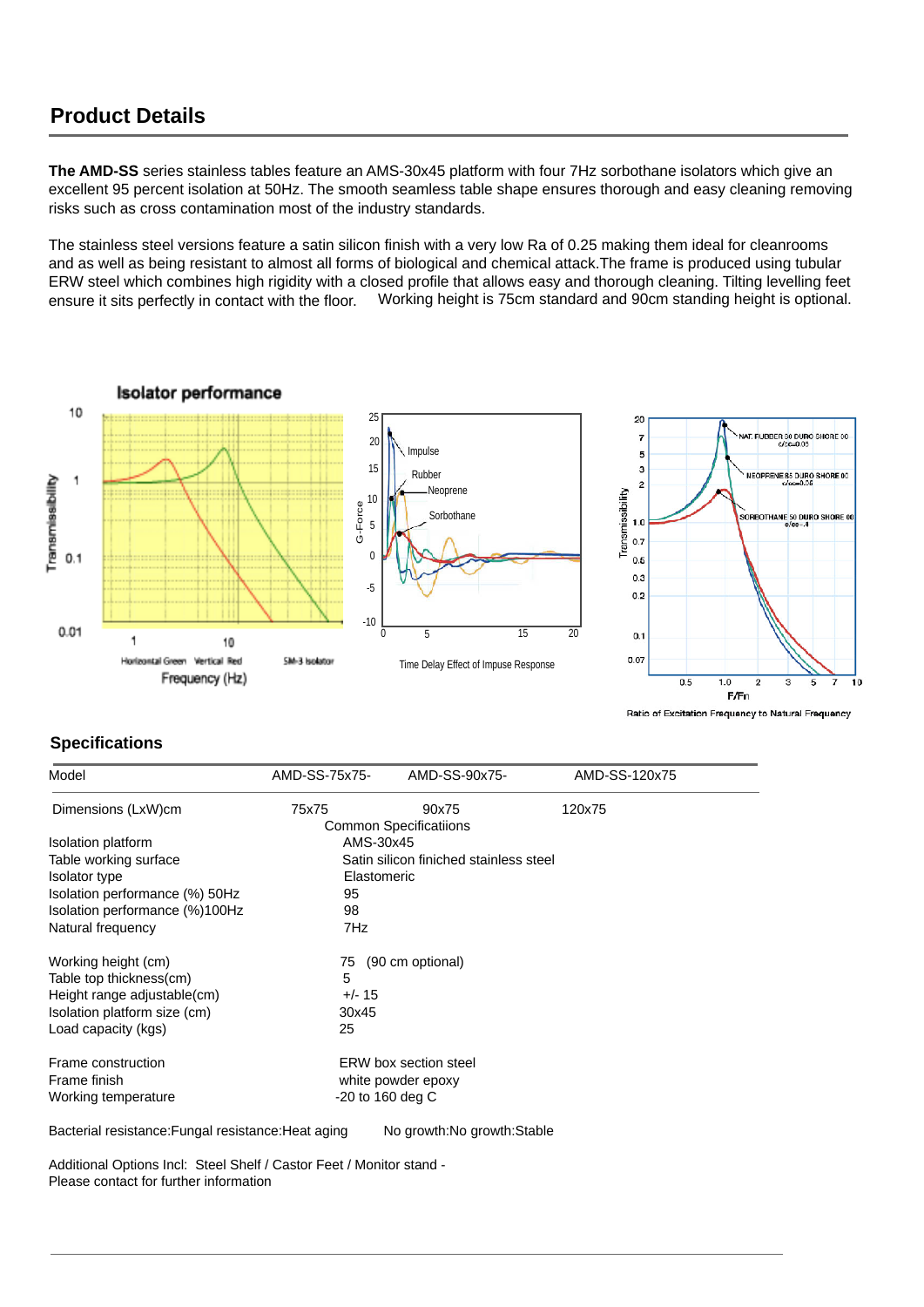## Product Details

**The AMD-SS** series stainless tables feature an AMS-30x45 platform with four 7Hz sorbothane isolators which give an excellent 95 percent isolation at 50Hz. The smooth seamless table shape ensures thorough and easy cleaning removing risks such as cross contamination most of the industry standards.

The stainless steel versions feature a satin silicon finish with a very low Ra of 0.25 making them ideal for cleanrooms and as well as being resistant to almost all forms of biological and chemical attack.The frame is produced using tubular ERW steel which combines high rigidity with a closed profile that allows easy and thorough cleaning. Tilting levelling feet ensure it sits perfectly in contact with the floor. Working height is 75cm standard and 90cm standing height is optional.

Isolator performance

Transmissibility

10
1
0.1
0.01

1
10

Horizontal Green Vertical Red SM-3 Isolator

Frequency (Hz)

G-Force

25
20
15
10
5
0
-5
-10

0
5
15
20

Impulse
Rubber
Neoprene
Sorbothane

Time Delay Effect of Impuse Response

Transmissibility

20
7
5
3
2
1.0
0.7
0.5
0.3
0.2
0.1
0.07

0.5
1.0
2
3
5
7
10

NAT. RUBBER 50 DURO SHORE 00 c/cc=0.05

NEOPRENE 55 DURO SHORE 00 c/cc=0.05

SORBOTHANE 50 DURO SHORE 00 c/cc=.4

F/Fn

Ratio of Excitation Frequency to Natural Frequency

### Specifications

| Model | AMD-SS-75x75- | AMD-SS-90x75- | AMD-SS-120x75 |
|---|---|---|---|
| Dimensions (LxW)cm | 75x75 | 90x75 | 120x75 |

Common Specificatiions

| | |
|---|---|
| Isolation platform | AMS-30x45 |
| Table working surface | Satin silicon finiched stainless steel |
| Isolator type | Elastomeric |
| Isolation performance (%) 50Hz | 95 |
| Isolation performance (%)100Hz | 98 |
| Natural frequency | 7Hz |
| Working height (cm) | 75 (90 cm optional) |
| Table top thickness(cm) | 5 |
| Height range adjustable(cm) | +/- 15 |
| Isolation platform size (cm) | 30x45 |
| Load capacity (kgs) | 25 |
| Frame construction | ERW box section steel |
| Frame finish | white powder epoxy |
| Working temperature | -20 to 160 deg C |
| Bacterial resistance:Fungal resistance:Heat aging | No growth:No growth:Stable |

Additional Options Incl: Steel Shelf / Castor Feet / Monitor stand -
Please contact for further information